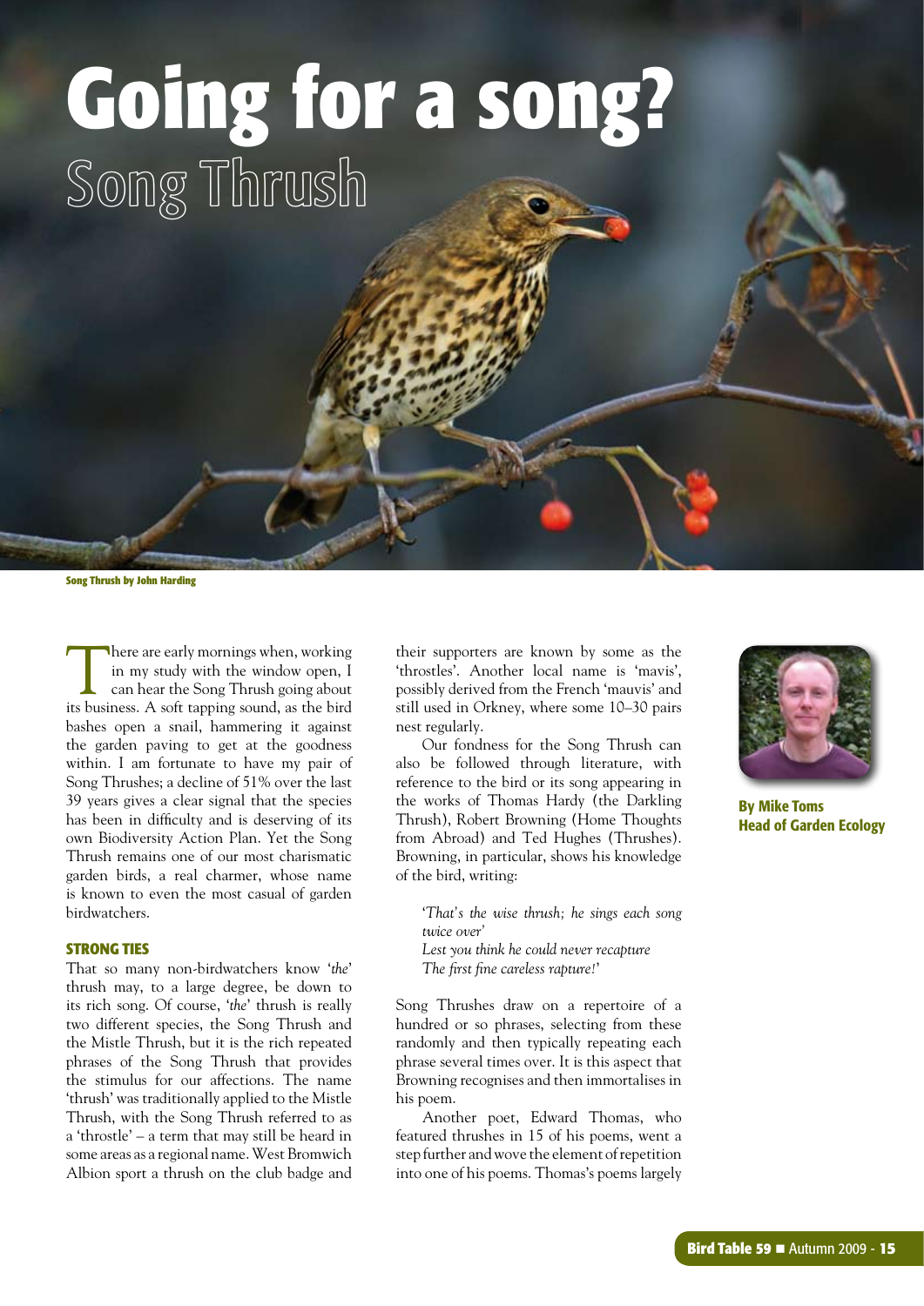# Going for a song?

## Song Thrush

Song Thrush by John Harding

There are early mornings when, working in my study with the window open, I can hear the Song Thrush going about its business. A soft tapping sound, as the bird bashes open a snail, hammering it against the garden paving to get at the goodness within. I am fortunate to have my pair of Song Thrushes; a decline of 51% over the last 39 years gives a clear signal that the species has been in difficulty and is deserving of its own Biodiversity Action Plan. Yet the Song Thrush remains one of our most charismatic garden birds, a real charmer, whose name is known to even the most casual of garden birdwatchers.

### STRONG TIES

That so many non-birdwatchers know '*the*' thrush may, to a large degree, be down to its rich song. Of course, '*the*' thrush is really two different species, the Song Thrush and the Mistle Thrush, but it is the rich repeated phrases of the Song Thrush that provides the stimulus for our affections. The name 'thrush' was traditionally applied to the Mistle Thrush, with the Song Thrush referred to as a 'throstle' – a term that may still be heard in some areas as a regional name. West Bromwich Albion sport a thrush on the club badge and their supporters are known by some as the 'throstles'. Another local name is 'mavis', possibly derived from the French 'mauvis' and still used in Orkney, where some 10–30 pairs nest regularly.

Our fondness for the Song Thrush can also be followed through literature, with reference to the bird or its song appearing in the works of Thomas Hardy (the Darkling Thrush), Robert Browning (Home Thoughts from Abroad) and Ted Hughes (Thrushes). Browning, in particular, shows his knowledge of the bird, writing:

> *'That's the wise thrush; he sings each song twice over'*
> *Lest you think he could never recapture*
> *The first fine careless rapture!'*

Song Thrushes draw on a repertoire of a hundred or so phrases, selecting from these randomly and then typically repeating each phrase several times over. It is this aspect that Browning recognises and then immortalises in his poem.

Another poet, Edward Thomas, who featured thrushes in 15 of his poems, went a step further and wove the element of repetition into one of his poems. Thomas's poems largely

**By Mike Toms**
**Head of Garden Ecology**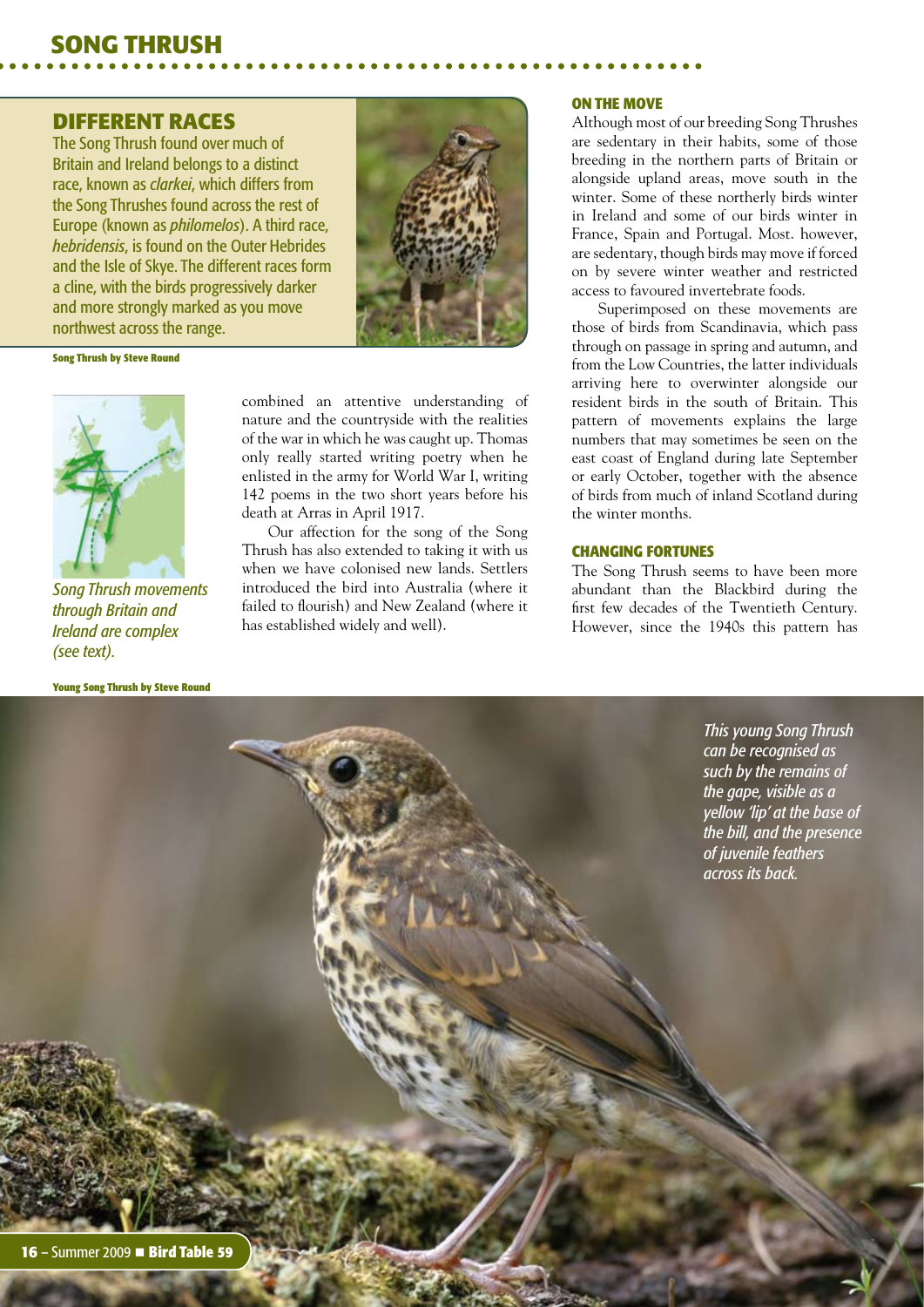## DIFFERENT RACES

The Song Thrush found over much of Britain and Ireland belongs to a distinct race, known as *clarkei*, which differs from the Song Thrushes found across the rest of Europe (known as *philomelos*). A third race, *hebridensis*, is found on the Outer Hebrides and the Isle of Skye. The different races form a cline, with the birds progressively darker and more strongly marked as you move northwest across the range.

**Song Thrush by Steve Round**

*Song Thrush movements through Britain and Ireland are complex (see text).*

combined an attentive understanding of nature and the countryside with the realities of the war in which he was caught up. Thomas only really started writing poetry when he enlisted in the army for World War I, writing 142 poems in the two short years before his death at Arras in April 1917.

Our affection for the song of the Song Thrush has also extended to taking it with us when we have colonised new lands. Settlers introduced the bird into Australia (where it failed to flourish) and New Zealand (where it has established widely and well).

### ON THE MOVE

Although most of our breeding Song Thrushes are sedentary in their habits, some of those breeding in the northern parts of Britain or alongside upland areas, move south in the winter. Some of these northerly birds winter in Ireland and some of our birds winter in France, Spain and Portugal. Most. however, are sedentary, though birds may move if forced on by severe winter weather and restricted access to favoured invertebrate foods.

Superimposed on these movements are those of birds from Scandinavia, which pass through on passage in spring and autumn, and from the Low Countries, the latter individuals arriving here to overwinter alongside our resident birds in the south of Britain. This pattern of movements explains the large numbers that may sometimes be seen on the east coast of England during late September or early October, together with the absence of birds from much of inland Scotland during the winter months.

### CHANGING FORTUNES

The Song Thrush seems to have been more abundant than the Blackbird during the first few decades of the Twentieth Century. However, since the 1940s this pattern has

**Young Song Thrush by Steve Round**

*This young Song Thrush can be recognised as such by the remains of the gape, visible as a yellow 'lip' at the base of the bill, and the presence of juvenile feathers across its back.*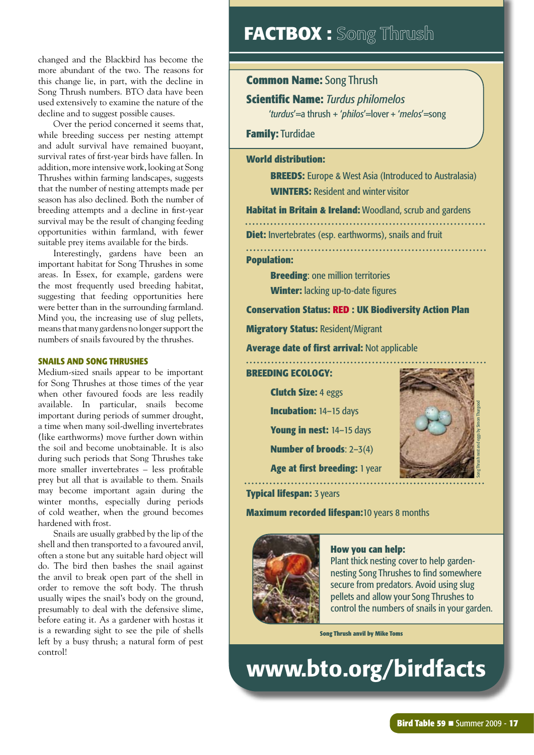changed and the Blackbird has become the more abundant of the two. The reasons for this change lie, in part, with the decline in Song Thrush numbers. BTO data have been used extensively to examine the nature of the decline and to suggest possible causes.

Over the period concerned it seems that, while breeding success per nesting attempt and adult survival have remained buoyant, survival rates of first-year birds have fallen. In addition, more intensive work, looking at Song Thrushes within farming landscapes, suggests that the number of nesting attempts made per season has also declined. Both the number of breeding attempts and a decline in first-year survival may be the result of changing feeding opportunities within farmland, with fewer suitable prey items available for the birds.

Interestingly, gardens have been an important habitat for Song Thrushes in some areas. In Essex, for example, gardens were the most frequently used breeding habitat, suggesting that feeding opportunities here were better than in the surrounding farmland. Mind you, the increasing use of slug pellets, means that many gardens no longer support the numbers of snails favoured by the thrushes.

### SNAILS AND SONG THRUSHES

Medium-sized snails appear to be important for Song Thrushes at those times of the year when other favoured foods are less readily available. In particular, snails become important during periods of summer drought, a time when many soil-dwelling invertebrates (like earthworms) move further down within the soil and become unobtainable. It is also during such periods that Song Thrushes take more smaller invertebrates – less profitable prey but all that is available to them. Snails may become important again during the winter months, especially during periods of cold weather, when the ground becomes hardened with frost.

Snails are usually grabbed by the lip of the shell and then transported to a favoured anvil, often a stone but any suitable hard object will do. The bird then bashes the snail against the anvil to break open part of the shell in order to remove the soft body. The thrush usually wipes the snail's body on the ground, presumably to deal with the defensive slime, before eating it. As a gardener with hostas it is a rewarding sight to see the pile of shells left by a busy thrush; a natural form of pest control!

## FACTBOX : Song Thrush

**Common Name:** Song Thrush

**Scientific Name:** *Turdus philomelos*
'*turdus*'=a thrush + '*philos*'=lover + '*melos*'=song

**Family:** Turdidae

**World distribution:**

**BREEDS:** Europe & West Asia (Introduced to Australasia)

**WINTERS:** Resident and winter visitor

**Habitat in Britain & Ireland:** Woodland, scrub and gardens

**Diet:** Invertebrates (esp. earthworms), snails and fruit

**Population:**

**Breeding**: one million territories

**Winter:** lacking up-to-date figures

**Conservation Status: RED : UK Biodiversity Action Plan**

**Migratory Status:** Resident/Migrant

**Average date of first arrival:** Not applicable

**BREEDING ECOLOGY:**

**Clutch Size:** 4 eggs

**Incubation:** 14–15 days

**Young in nest:** 14–15 days

**Number of broods**: 2–3(4)

**Age at first breeding:** 1 year

Song Thrush nest and eggs by Simon Thurgood

**Typical lifespan:** 3 years

**Maximum recorded lifespan:** 10 years 8 months

**How you can help:**
Plant thick nesting cover to help garden-nesting Song Thrushes to find somewhere secure from predators. Avoid using slug pellets and allow your Song Thrushes to control the numbers of snails in your garden.

Song Thrush anvil by Mike Toms

**www.bto.org/birdfacts**